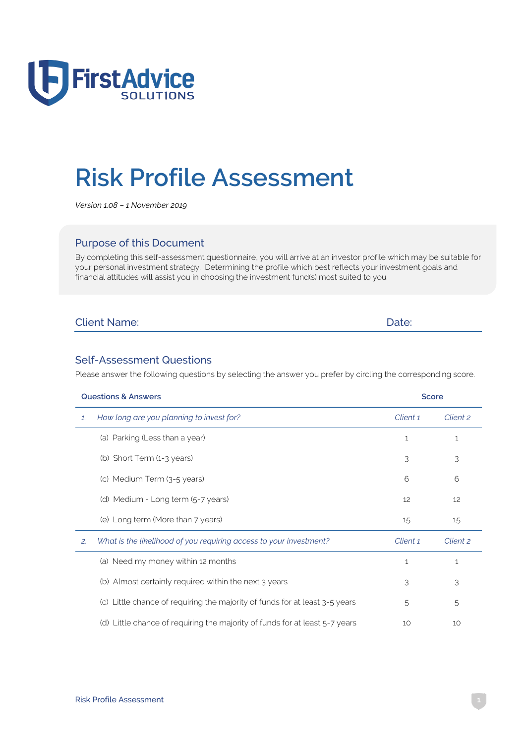FirstAdvice SOLUTIONS

# Risk Profile Assessment

*Version 1.08 – 1 November 2019*

## Purpose of this Document

By completing this self-assessment questionnaire, you will arrive at an investor profile which may be suitable for your personal investment strategy. Determining the profile which best reflects your investment goals and financial attitudes will assist you in choosing the investment fund(s) most suited to you.

Client Name: Date:

## Self-Assessment Questions

Please answer the following questions by selecting the answer you prefer by circling the corresponding score.

| Questions & Answers | Score | |
|---|---|---|
| 1. *How long are you planning to invest for?* | *Client 1* | *Client 2* |
| (a) Parking (Less than a year) | 1 | 1 |
| (b) Short Term (1-3 years) | 3 | 3 |
| (c) Medium Term (3-5 years) | 6 | 6 |
| (d) Medium - Long term (5-7 years) | 12 | 12 |
| (e) Long term (More than 7 years) | 15 | 15 |
| 2. *What is the likelihood of you requiring access to your investment?* | *Client 1* | *Client 2* |
| (a) Need my money within 12 months | 1 | 1 |
| (b) Almost certainly required within the next 3 years | 3 | 3 |
| (c) Little chance of requiring the majority of funds for at least 3-5 years | 5 | 5 |
| (d) Little chance of requiring the majority of funds for at least 5-7 years | 10 | 10 |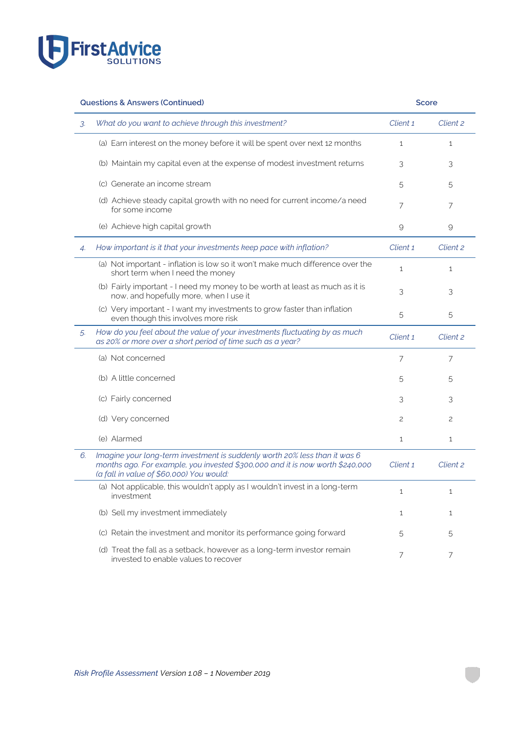| Questions & Answers (Continued) | | Score | |
|---|---|---|---|
| 3. | *What do you want to achieve through this investment?* | *Client 1* | *Client 2* |
| | (a) Earn interest on the money before it will be spent over next 12 months | 1 | 1 |
| | (b) Maintain my capital even at the expense of modest investment returns | 3 | 3 |
| | (c) Generate an income stream | 5 | 5 |
| | (d) Achieve steady capital growth with no need for current income/a need for some income | 7 | 7 |
| | (e) Achieve high capital growth | 9 | 9 |
| 4. | *How important is it that your investments keep pace with inflation?* | *Client 1* | *Client 2* |
| | (a) Not important - inflation is low so it won't make much difference over the short term when I need the money | 1 | 1 |
| | (b) Fairly important - I need my money to be worth at least as much as it is now, and hopefully more, when I use it | 3 | 3 |
| | (c) Very important - I want my investments to grow faster than inflation even though this involves more risk | 5 | 5 |
| 5. | *How do you feel about the value of your investments fluctuating by as much as 20% or more over a short period of time such as a year?* | *Client 1* | *Client 2* |
| | (a) Not concerned | 7 | 7 |
| | (b) A little concerned | 5 | 5 |
| | (c) Fairly concerned | 3 | 3 |
| | (d) Very concerned | 2 | 2 |
| | (e) Alarmed | 1 | 1 |
| 6. | *Imagine your long-term investment is suddenly worth 20% less than it was 6 months ago. For example, you invested $300,000 and it is now worth $240,000 (a fall in value of $60,000) You would:* | *Client 1* | *Client 2* |
| | (a) Not applicable, this wouldn't apply as I wouldn't invest in a long-term investment | 1 | 1 |
| | (b) Sell my investment immediately | 1 | 1 |
| | (c) Retain the investment and monitor its performance going forward | 5 | 5 |
| | (d) Treat the fall as a setback, however as a long-term investor remain invested to enable values to recover | 7 | 7 |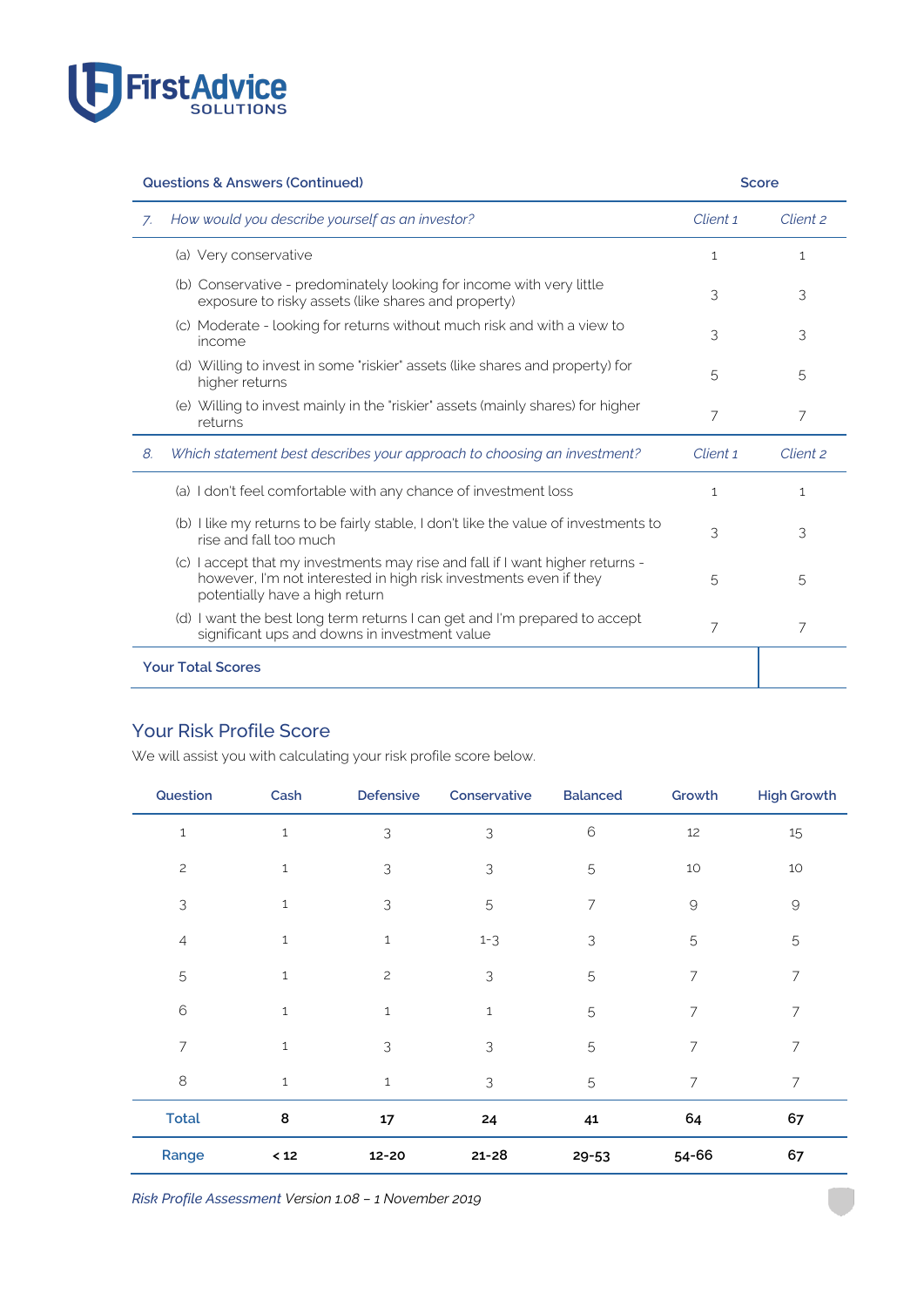| Questions & Answers (Continued) | Score | |
|---|---|---|
| *7. How would you describe yourself as an investor?* | *Client 1* | *Client 2* |
| (a) Very conservative | 1 | 1 |
| (b) Conservative - predominately looking for income with very little exposure to risky assets (like shares and property) | 3 | 3 |
| (c) Moderate - looking for returns without much risk and with a view to income | 3 | 3 |
| (d) Willing to invest in some "riskier" assets (like shares and property) for higher returns | 5 | 5 |
| (e) Willing to invest mainly in the "riskier" assets (mainly shares) for higher returns | 7 | 7 |
| *8. Which statement best describes your approach to choosing an investment?* | *Client 1* | *Client 2* |
| (a) I don't feel comfortable with any chance of investment loss | 1 | 1 |
| (b) I like my returns to be fairly stable, I don't like the value of investments to rise and fall too much | 3 | 3 |
| (c) I accept that my investments may rise and fall if I want higher returns - however, I'm not interested in high risk investments even if they potentially have a high return | 5 | 5 |
| (d) I want the best long term returns I can get and I'm prepared to accept significant ups and downs in investment value | 7 | 7 |
| **Your Total Scores** | | |

## Your Risk Profile Score

We will assist you with calculating your risk profile score below.

| Question | Cash | Defensive | Conservative | Balanced | Growth | High Growth |
|---|---|---|---|---|---|---|
| 1 | 1 | 3 | 3 | 6 | 12 | 15 |
| 2 | 1 | 3 | 3 | 5 | 10 | 10 |
| 3 | 1 | 3 | 5 | 7 | 9 | 9 |
| 4 | 1 | 1 | 1-3 | 3 | 5 | 5 |
| 5 | 1 | 2 | 3 | 5 | 7 | 7 |
| 6 | 1 | 1 | 1 | 5 | 7 | 7 |
| 7 | 1 | 3 | 3 | 5 | 7 | 7 |
| 8 | 1 | 1 | 3 | 5 | 7 | 7 |
| **Total** | **8** | **17** | **24** | **41** | **64** | **67** |
| **Range** | **< 12** | **12-20** | **21-28** | **29-53** | **54-66** | **67** |

*Risk Profile Assessment Version 1.08 – 1 November 2019*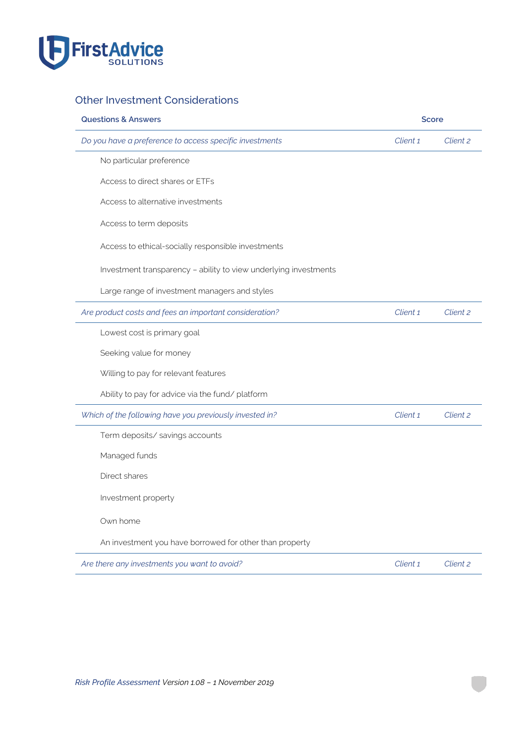## Other Investment Considerations

| Questions & Answers | Score | |
|---|---|---|
| *Do you have a preference to access specific investments* | *Client 1* | *Client 2* |
| No particular preference | | |
| Access to direct shares or ETFs | | |
| Access to alternative investments | | |
| Access to term deposits | | |
| Access to ethical-socially responsible investments | | |
| Investment transparency – ability to view underlying investments | | |
| Large range of investment managers and styles | | |
| *Are product costs and fees an important consideration?* | *Client 1* | *Client 2* |
| Lowest cost is primary goal | | |
| Seeking value for money | | |
| Willing to pay for relevant features | | |
| Ability to pay for advice via the fund/ platform | | |
| *Which of the following have you previously invested in?* | *Client 1* | *Client 2* |
| Term deposits/ savings accounts | | |
| Managed funds | | |
| Direct shares | | |
| Investment property | | |
| Own home | | |
| An investment you have borrowed for other than property | | |
| *Are there any investments you want to avoid?* | *Client 1* | *Client 2* |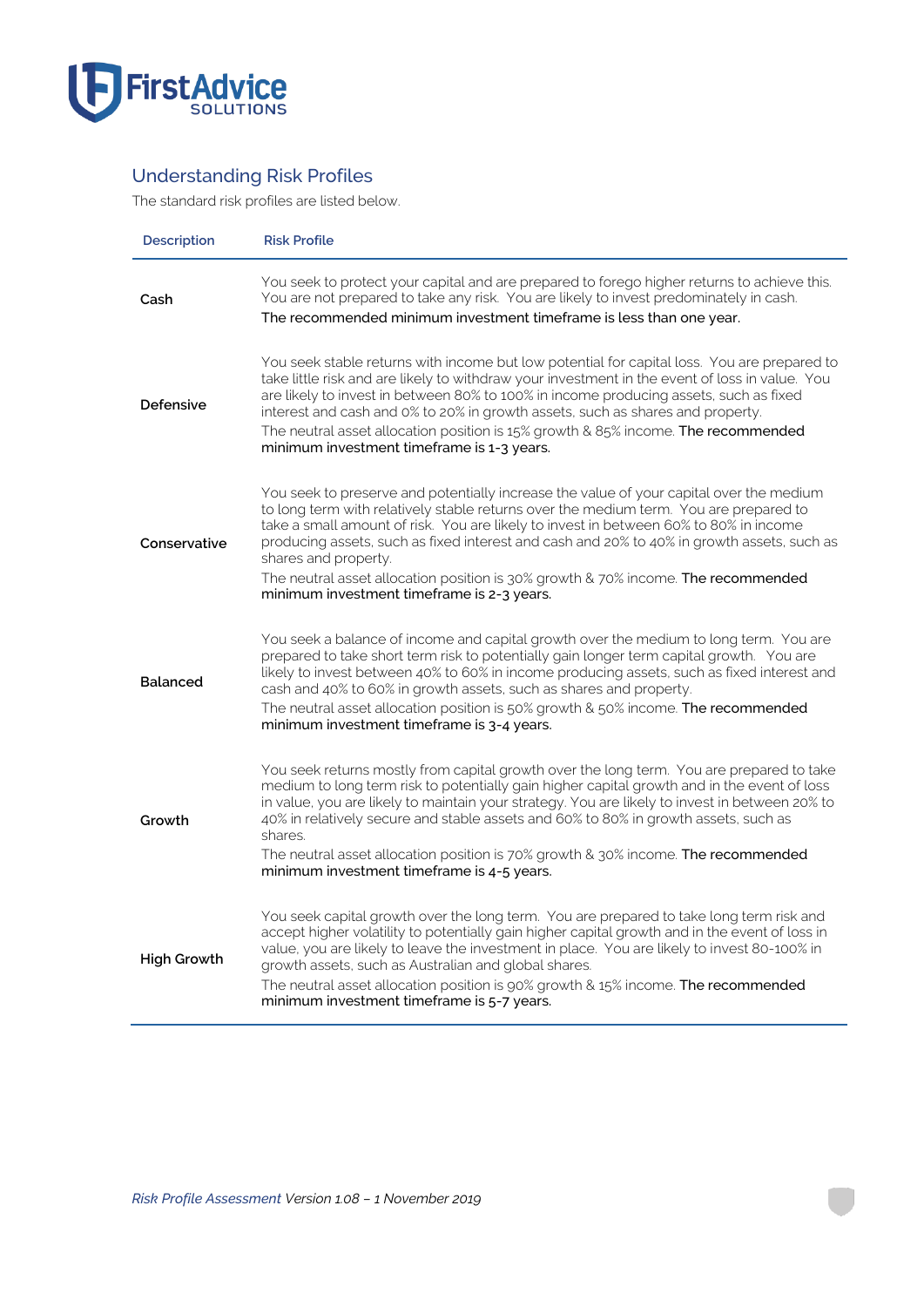## Understanding Risk Profiles

The standard risk profiles are listed below.

| Description | Risk Profile |
|---|---|
| **Cash** | You seek to protect your capital and are prepared to forego higher returns to achieve this. You are not prepared to take any risk. You are likely to invest predominately in cash. The recommended minimum investment timeframe is less than one year. |
| **Defensive** | You seek stable returns with income but low potential for capital loss. You are prepared to take little risk and are likely to withdraw your investment in the event of loss in value. You are likely to invest in between 80% to 100% in income producing assets, such as fixed interest and cash and 0% to 20% in growth assets, such as shares and property. The neutral asset allocation position is 15% growth & 85% income. The recommended minimum investment timeframe is 1-3 years. |
| **Conservative** | You seek to preserve and potentially increase the value of your capital over the medium to long term with relatively stable returns over the medium term. You are prepared to take a small amount of risk. You are likely to invest in between 60% to 80% in income producing assets, such as fixed interest and cash and 20% to 40% in growth assets, such as shares and property. The neutral asset allocation position is 30% growth & 70% income. The recommended minimum investment timeframe is 2-3 years. |
| **Balanced** | You seek a balance of income and capital growth over the medium to long term. You are prepared to take short term risk to potentially gain longer term capital growth. You are likely to invest between 40% to 60% in income producing assets, such as fixed interest and cash and 40% to 60% in growth assets, such as shares and property. The neutral asset allocation position is 50% growth & 50% income. The recommended minimum investment timeframe is 3-4 years. |
| **Growth** | You seek returns mostly from capital growth over the long term. You are prepared to take medium to long term risk to potentially gain higher capital growth and in the event of loss in value, you are likely to maintain your strategy. You are likely to invest in between 20% to 40% in relatively secure and stable assets and 60% to 80% in growth assets, such as shares. The neutral asset allocation position is 70% growth & 30% income. The recommended minimum investment timeframe is 4-5 years. |
| **High Growth** | You seek capital growth over the long term. You are prepared to take long term risk and accept higher volatility to potentially gain higher capital growth and in the event of loss in value, you are likely to leave the investment in place. You are likely to invest 80-100% in growth assets, such as Australian and global shares. The neutral asset allocation position is 90% growth & 15% income. The recommended minimum investment timeframe is 5-7 years. |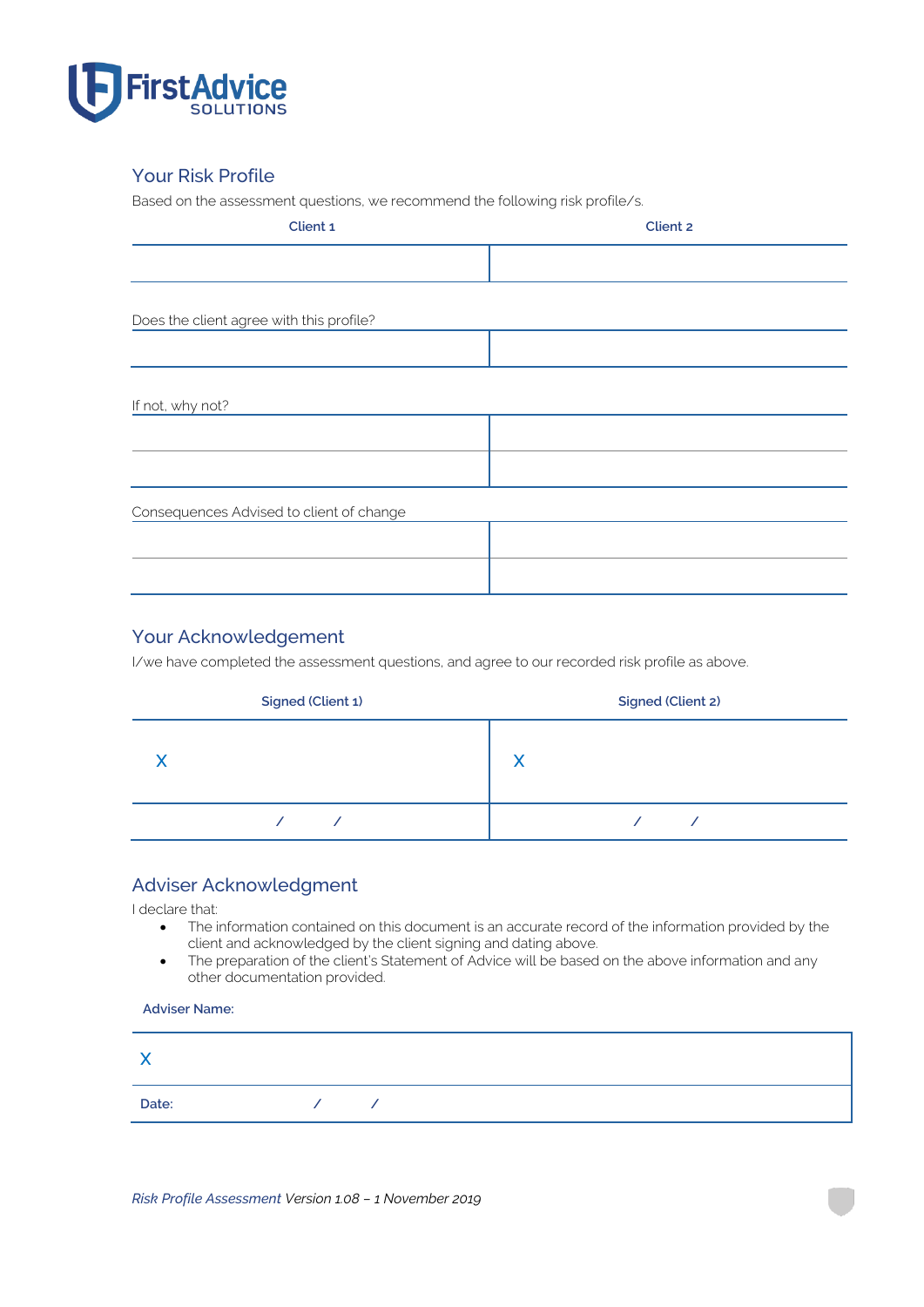FirstAdvice SOLUTIONS

## Your Risk Profile

Based on the assessment questions, we recommend the following risk profile/s.

| Client 1 | Client 2 |
|---|---|
| | |

Does the client agree with this profile?

| | |
|---|---|
| | |

If not, why not?

| | |
|---|---|
| | |
| | |

Consequences Advised to client of change

| | |
|---|---|
| | |
| | |

## Your Acknowledgement

I/we have completed the assessment questions, and agree to our recorded risk profile as above.

| Signed (Client 1) | Signed (Client 2) |
|---|---|
| X | X |
| / / | / / |

## Adviser Acknowledgment

I declare that:

- The information contained on this document is an accurate record of the information provided by the client and acknowledged by the client signing and dating above.
- The preparation of the client's Statement of Advice will be based on the above information and any other documentation provided.

**Adviser Name:**

| |
|---|
| X |
| **Date:** / / |

*Risk Profile Assessment Version 1.08 – 1 November 2019*